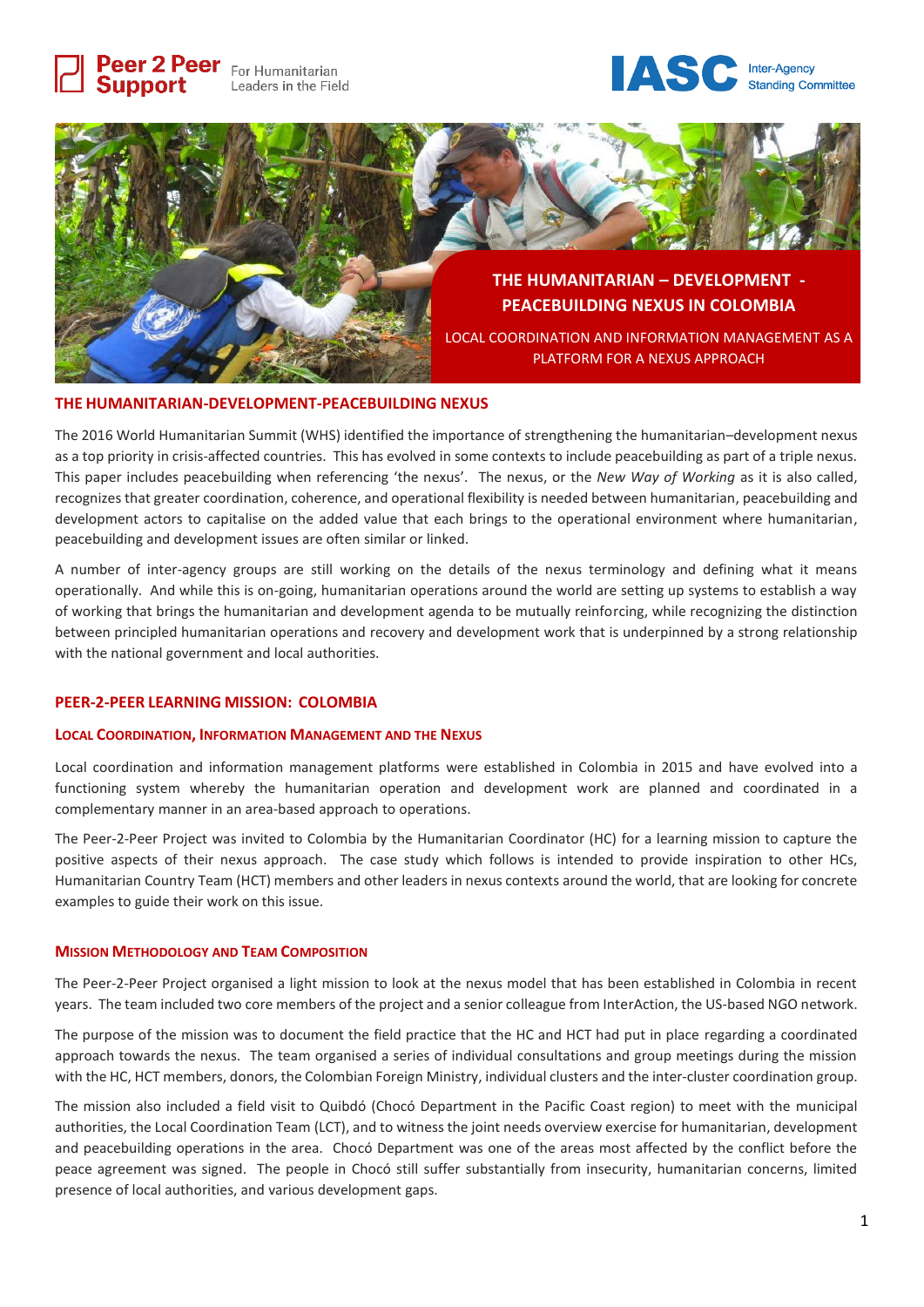Peer 2 Peer Support — For Humanitarian Leaders in the Field

IASC Inter-Agency Standing Committee

# THE HUMANITARIAN – DEVELOPMENT - PEACEBUILDING NEXUS IN COLOMBIA

LOCAL COORDINATION AND INFORMATION MANAGEMENT AS A PLATFORM FOR A NEXUS APPROACH

## THE HUMANITARIAN-DEVELOPMENT-PEACEBUILDING NEXUS

The 2016 World Humanitarian Summit (WHS) identified the importance of strengthening the humanitarian–development nexus as a top priority in crisis-affected countries. This has evolved in some contexts to include peacebuilding as part of a triple nexus. This paper includes peacebuilding when referencing 'the nexus'. The nexus, or the *New Way of Working* as it is also called, recognizes that greater coordination, coherence, and operational flexibility is needed between humanitarian, peacebuilding and development actors to capitalise on the added value that each brings to the operational environment where humanitarian, peacebuilding and development issues are often similar or linked.

A number of inter-agency groups are still working on the details of the nexus terminology and defining what it means operationally. And while this is on-going, humanitarian operations around the world are setting up systems to establish a way of working that brings the humanitarian and development agenda to be mutually reinforcing, while recognizing the distinction between principled humanitarian operations and recovery and development work that is underpinned by a strong relationship with the national government and local authorities.

## PEER-2-PEER LEARNING MISSION: COLOMBIA

### LOCAL COORDINATION, INFORMATION MANAGEMENT AND THE NEXUS

Local coordination and information management platforms were established in Colombia in 2015 and have evolved into a functioning system whereby the humanitarian operation and development work are planned and coordinated in a complementary manner in an area-based approach to operations.

The Peer-2-Peer Project was invited to Colombia by the Humanitarian Coordinator (HC) for a learning mission to capture the positive aspects of their nexus approach. The case study which follows is intended to provide inspiration to other HCs, Humanitarian Country Team (HCT) members and other leaders in nexus contexts around the world, that are looking for concrete examples to guide their work on this issue.

### MISSION METHODOLOGY AND TEAM COMPOSITION

The Peer-2-Peer Project organised a light mission to look at the nexus model that has been established in Colombia in recent years. The team included two core members of the project and a senior colleague from InterAction, the US-based NGO network.

The purpose of the mission was to document the field practice that the HC and HCT had put in place regarding a coordinated approach towards the nexus. The team organised a series of individual consultations and group meetings during the mission with the HC, HCT members, donors, the Colombian Foreign Ministry, individual clusters and the inter-cluster coordination group.

The mission also included a field visit to Quibdó (Chocó Department in the Pacific Coast region) to meet with the municipal authorities, the Local Coordination Team (LCT), and to witness the joint needs overview exercise for humanitarian, development and peacebuilding operations in the area. Chocó Department was one of the areas most affected by the conflict before the peace agreement was signed. The people in Chocó still suffer substantially from insecurity, humanitarian concerns, limited presence of local authorities, and various development gaps.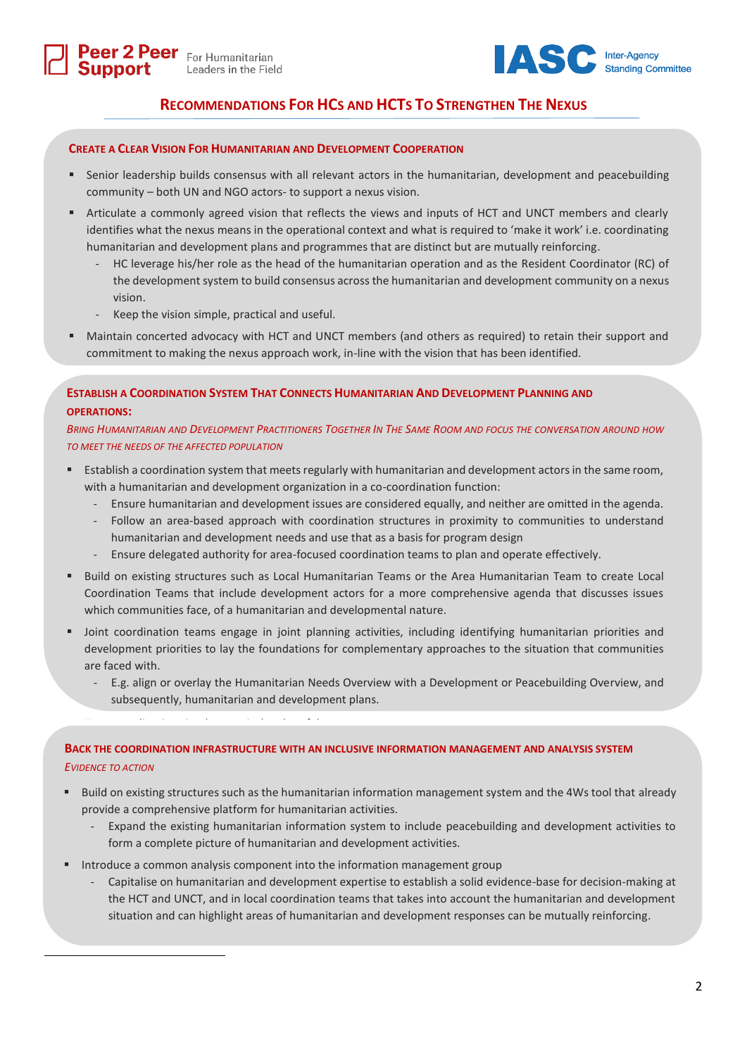## RECOMMENDATIONS FOR HCS AND HCTS TO STRENGTHEN THE NEXUS

### CREATE A CLEAR VISION FOR HUMANITARIAN AND DEVELOPMENT COOPERATION

- Senior leadership builds consensus with all relevant actors in the humanitarian, development and peacebuilding community – both UN and NGO actors- to support a nexus vision.
- Articulate a commonly agreed vision that reflects the views and inputs of HCT and UNCT members and clearly identifies what the nexus means in the operational context and what is required to 'make it work' i.e. coordinating humanitarian and development plans and programmes that are distinct but are mutually reinforcing.
  - HC leverage his/her role as the head of the humanitarian operation and as the Resident Coordinator (RC) of the development system to build consensus across the humanitarian and development community on a nexus vision.
  - Keep the vision simple, practical and useful.
- Maintain concerted advocacy with HCT and UNCT members (and others as required) to retain their support and commitment to making the nexus approach work, in-line with the vision that has been identified.

### ESTABLISH A COORDINATION SYSTEM THAT CONNECTS HUMANITARIAN AND DEVELOPMENT PLANNING AND OPERATIONS:

*BRING HUMANITARIAN AND DEVELOPMENT PRACTITIONERS TOGETHER IN THE SAME ROOM AND FOCUS THE CONVERSATION AROUND HOW TO MEET THE NEEDS OF THE AFFECTED POPULATION*

- Establish a coordination system that meets regularly with humanitarian and development actors in the same room, with a humanitarian and development organization in a co-coordination function:
  - Ensure humanitarian and development issues are considered equally, and neither are omitted in the agenda.
  - Follow an area-based approach with coordination structures in proximity to communities to understand humanitarian and development needs and use that as a basis for program design
  - Ensure delegated authority for area-focused coordination teams to plan and operate effectively.
- Build on existing structures such as Local Humanitarian Teams or the Area Humanitarian Team to create Local Coordination Teams that include development actors for a more comprehensive agenda that discusses issues which communities face, of a humanitarian and developmental nature.
- Joint coordination teams engage in joint planning activities, including identifying humanitarian priorities and development priorities to lay the foundations for complementary approaches to the situation that communities are faced with.
  - E.g. align or overlay the Humanitarian Needs Overview with a Development or Peacebuilding Overview, and subsequently, humanitarian and development plans.

### BACK THE COORDINATION INFRASTRUCTURE WITH AN INCLUSIVE INFORMATION MANAGEMENT AND ANALYSIS SYSTEM

*EVIDENCE TO ACTION*

- Build on existing structures such as the humanitarian information management system and the 4Ws tool that already provide a comprehensive platform for humanitarian activities.
  - Expand the existing humanitarian information system to include peacebuilding and development activities to form a complete picture of humanitarian and development activities.
- Introduce a common analysis component into the information management group
  - Capitalise on humanitarian and development expertise to establish a solid evidence-base for decision-making at the HCT and UNCT, and in local coordination teams that takes into account the humanitarian and development situation and can highlight areas of humanitarian and development responses can be mutually reinforcing.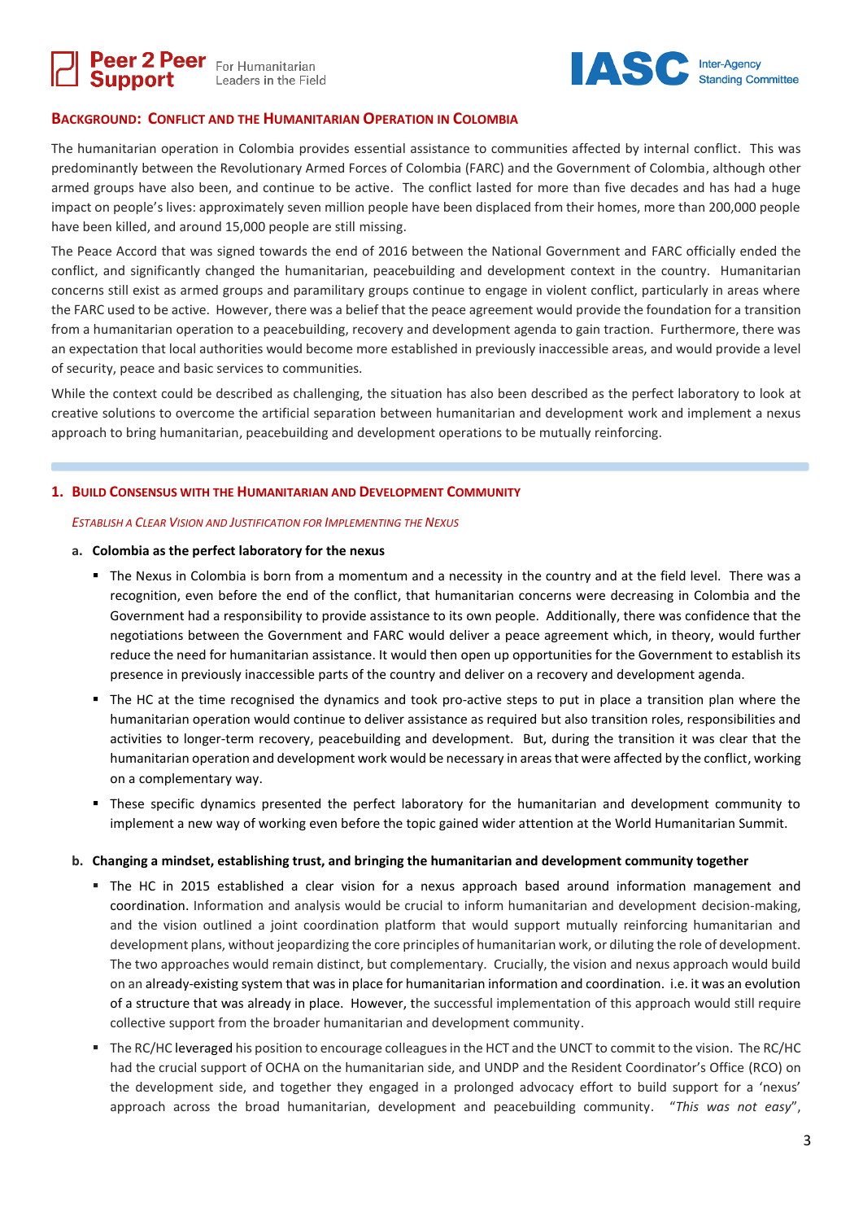## Background: Conflict and the Humanitarian Operation in Colombia

The humanitarian operation in Colombia provides essential assistance to communities affected by internal conflict. This was predominantly between the Revolutionary Armed Forces of Colombia (FARC) and the Government of Colombia, although other armed groups have also been, and continue to be active. The conflict lasted for more than five decades and has had a huge impact on people's lives: approximately seven million people have been displaced from their homes, more than 200,000 people have been killed, and around 15,000 people are still missing.

The Peace Accord that was signed towards the end of 2016 between the National Government and FARC officially ended the conflict, and significantly changed the humanitarian, peacebuilding and development context in the country. Humanitarian concerns still exist as armed groups and paramilitary groups continue to engage in violent conflict, particularly in areas where the FARC used to be active. However, there was a belief that the peace agreement would provide the foundation for a transition from a humanitarian operation to a peacebuilding, recovery and development agenda to gain traction. Furthermore, there was an expectation that local authorities would become more established in previously inaccessible areas, and would provide a level of security, peace and basic services to communities.

While the context could be described as challenging, the situation has also been described as the perfect laboratory to look at creative solutions to overcome the artificial separation between humanitarian and development work and implement a nexus approach to bring humanitarian, peacebuilding and development operations to be mutually reinforcing.

## 1. Build Consensus with the Humanitarian and Development Community

*Establish a Clear Vision and Justification for Implementing the Nexus*

### a. Colombia as the perfect laboratory for the nexus

- The Nexus in Colombia is born from a momentum and a necessity in the country and at the field level. There was a recognition, even before the end of the conflict, that humanitarian concerns were decreasing in Colombia and the Government had a responsibility to provide assistance to its own people. Additionally, there was confidence that the negotiations between the Government and FARC would deliver a peace agreement which, in theory, would further reduce the need for humanitarian assistance. It would then open up opportunities for the Government to establish its presence in previously inaccessible parts of the country and deliver on a recovery and development agenda.
- The HC at the time recognised the dynamics and took pro-active steps to put in place a transition plan where the humanitarian operation would continue to deliver assistance as required but also transition roles, responsibilities and activities to longer-term recovery, peacebuilding and development. But, during the transition it was clear that the humanitarian operation and development work would be necessary in areas that were affected by the conflict, working on a complementary way.
- These specific dynamics presented the perfect laboratory for the humanitarian and development community to implement a new way of working even before the topic gained wider attention at the World Humanitarian Summit.

### b. Changing a mindset, establishing trust, and bringing the humanitarian and development community together

- The HC in 2015 established a clear vision for a nexus approach based around information management and coordination. Information and analysis would be crucial to inform humanitarian and development decision-making, and the vision outlined a joint coordination platform that would support mutually reinforcing humanitarian and development plans, without jeopardizing the core principles of humanitarian work, or diluting the role of development. The two approaches would remain distinct, but complementary. Crucially, the vision and nexus approach would build on an already-existing system that was in place for humanitarian information and coordination. i.e. it was an evolution of a structure that was already in place. However, the successful implementation of this approach would still require collective support from the broader humanitarian and development community.
- The RC/HC leveraged his position to encourage colleagues in the HCT and the UNCT to commit to the vision. The RC/HC had the crucial support of OCHA on the humanitarian side, and UNDP and the Resident Coordinator's Office (RCO) on the development side, and together they engaged in a prolonged advocacy effort to build support for a 'nexus' approach across the broad humanitarian, development and peacebuilding community. "*This was not easy*",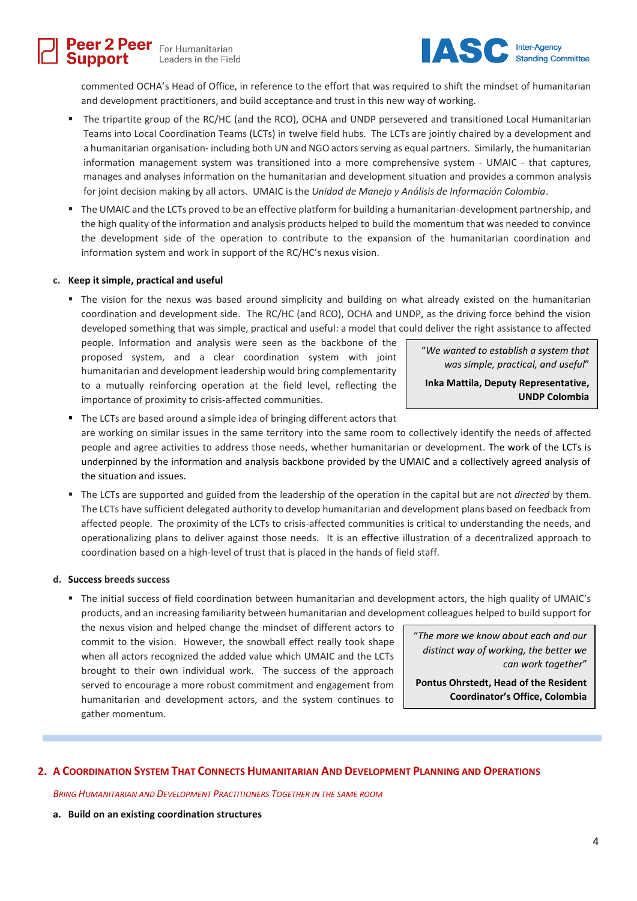commented OCHA's Head of Office, in reference to the effort that was required to shift the mindset of humanitarian and development practitioners, and build acceptance and trust in this new way of working.

- The tripartite group of the RC/HC (and the RCO), OCHA and UNDP persevered and transitioned Local Humanitarian Teams into Local Coordination Teams (LCTs) in twelve field hubs. The LCTs are jointly chaired by a development and a humanitarian organisation- including both UN and NGO actors serving as equal partners. Similarly, the humanitarian information management system was transitioned into a more comprehensive system - UMAIC - that captures, manages and analyses information on the humanitarian and development situation and provides a common analysis for joint decision making by all actors. UMAIC is the *Unidad de Manejo y Análisis de Información Colombia*.
- The UMAIC and the LCTs proved to be an effective platform for building a humanitarian-development partnership, and the high quality of the information and analysis products helped to build the momentum that was needed to convince the development side of the operation to contribute to the expansion of the humanitarian coordination and information system and work in support of the RC/HC's nexus vision.

**c. Keep it simple, practical and useful**

- The vision for the nexus was based around simplicity and building on what already existed on the humanitarian coordination and development side. The RC/HC (and RCO), OCHA and UNDP, as the driving force behind the vision developed something that was simple, practical and useful: a model that could deliver the right assistance to affected people. Information and analysis were seen as the backbone of the proposed system, and a clear coordination system with joint humanitarian and development leadership would bring complementarity to a mutually reinforcing operation at the field level, reflecting the importance of proximity to crisis-affected communities.

> "*We wanted to establish a system that was simple, practical, and useful*"
>
> **Inka Mattila, Deputy Representative, UNDP Colombia**

- The LCTs are based around a simple idea of bringing different actors that are working on similar issues in the same territory into the same room to collectively identify the needs of affected people and agree activities to address those needs, whether humanitarian or development. The work of the LCTs is underpinned by the information and analysis backbone provided by the UMAIC and a collectively agreed analysis of the situation and issues.
- The LCTs are supported and guided from the leadership of the operation in the capital but are not *directed* by them. The LCTs have sufficient delegated authority to develop humanitarian and development plans based on feedback from affected people. The proximity of the LCTs to crisis-affected communities is critical to understanding the needs, and operationalizing plans to deliver against those needs. It is an effective illustration of a decentralized approach to coordination based on a high-level of trust that is placed in the hands of field staff.

**d. Success breeds success**

- The initial success of field coordination between humanitarian and development actors, the high quality of UMAIC's products, and an increasing familiarity between humanitarian and development colleagues helped to build support for the nexus vision and helped change the mindset of different actors to commit to the vision. However, the snowball effect really took shape when all actors recognized the added value which UMAIC and the LCTs brought to their own individual work. The success of the approach served to encourage a more robust commitment and engagement from humanitarian and development actors, and the system continues to gather momentum.

> "*The more we know about each and our distinct way of working, the better we can work together*"
>
> **Pontus Ohrstedt, Head of the Resident Coordinator's Office, Colombia**

## 2. A Coordination System That Connects Humanitarian And Development Planning And Operations

*Bring Humanitarian and Development Practitioners Together in the Same Room*

**a. Build on an existing coordination structures**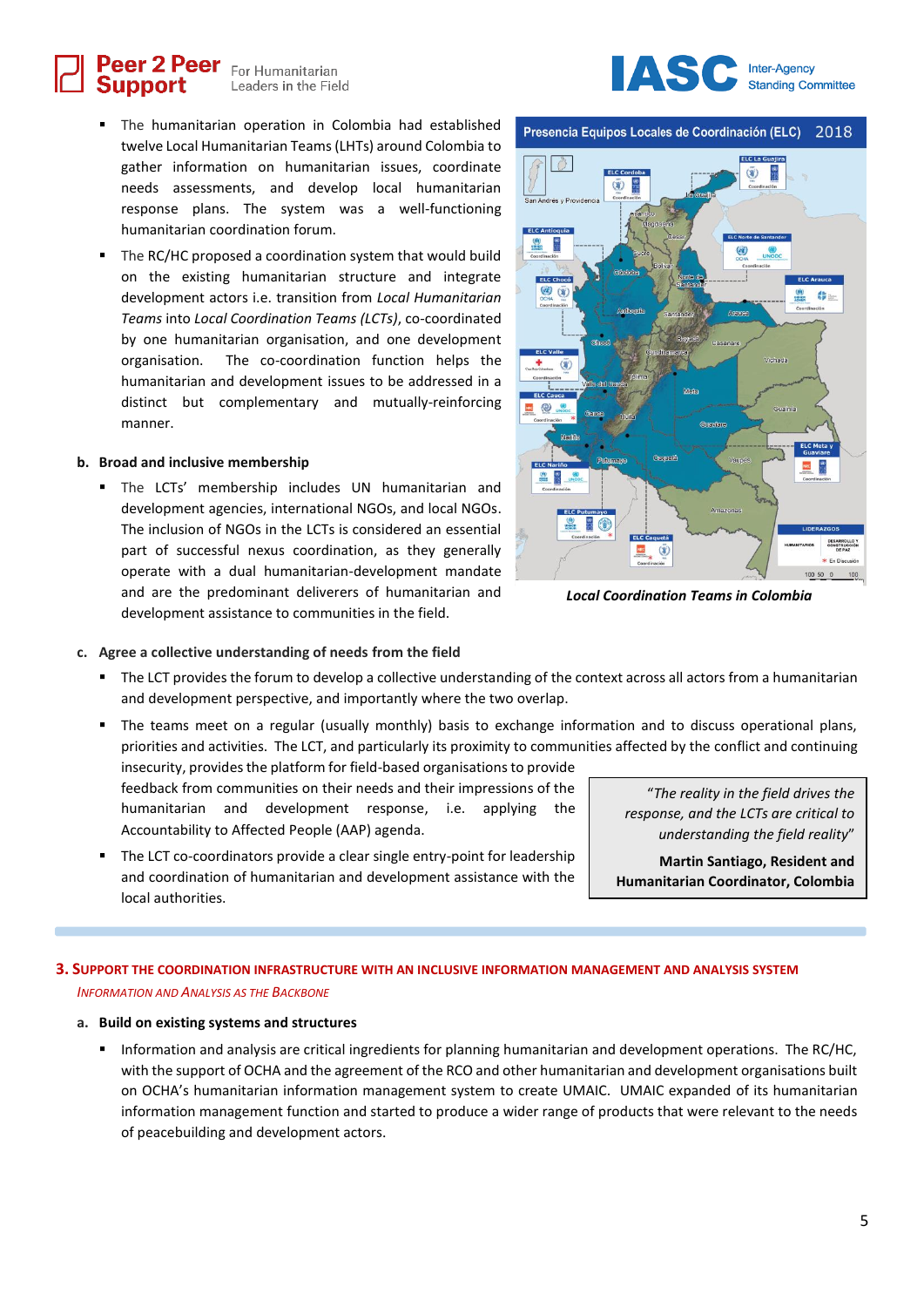- The humanitarian operation in Colombia had established twelve Local Humanitarian Teams (LHTs) around Colombia to gather information on humanitarian issues, coordinate needs assessments, and develop local humanitarian response plans. The system was a well-functioning humanitarian coordination forum.
- The RC/HC proposed a coordination system that would build on the existing humanitarian structure and integrate development actors i.e. transition from *Local Humanitarian Teams* into *Local Coordination Teams (LCTs)*, co-coordinated by one humanitarian organisation, and one development organisation. The co-coordination function helps the humanitarian and development issues to be addressed in a distinct but complementary and mutually-reinforcing manner.

*Local Coordination Teams in Colombia*

**b. Broad and inclusive membership**

- The LCTs' membership includes UN humanitarian and development agencies, international NGOs, and local NGOs. The inclusion of NGOs in the LCTs is considered an essential part of successful nexus coordination, as they generally operate with a dual humanitarian-development mandate and are the predominant deliverers of humanitarian and development assistance to communities in the field.

**c. Agree a collective understanding of needs from the field**

- The LCT provides the forum to develop a collective understanding of the context across all actors from a humanitarian and development perspective, and importantly where the two overlap.
- The teams meet on a regular (usually monthly) basis to exchange information and to discuss operational plans, priorities and activities. The LCT, and particularly its proximity to communities affected by the conflict and continuing insecurity, provides the platform for field-based organisations to provide feedback from communities on their needs and their impressions of the humanitarian and development response, i.e. applying the Accountability to Affected People (AAP) agenda.
- The LCT co-coordinators provide a clear single entry-point for leadership and coordination of humanitarian and development assistance with the local authorities.

> *"The reality in the field drives the response, and the LCTs are critical to understanding the field reality"*
>
> **Martin Santiago, Resident and Humanitarian Coordinator, Colombia**

## 3. Support the coordination infrastructure with an inclusive information management and analysis system

*Information and Analysis as the Backbone*

**a. Build on existing systems and structures**

- Information and analysis are critical ingredients for planning humanitarian and development operations. The RC/HC, with the support of OCHA and the agreement of the RCO and other humanitarian and development organisations built on OCHA's humanitarian information management system to create UMAIC. UMAIC expanded of its humanitarian information management function and started to produce a wider range of products that were relevant to the needs of peacebuilding and development actors.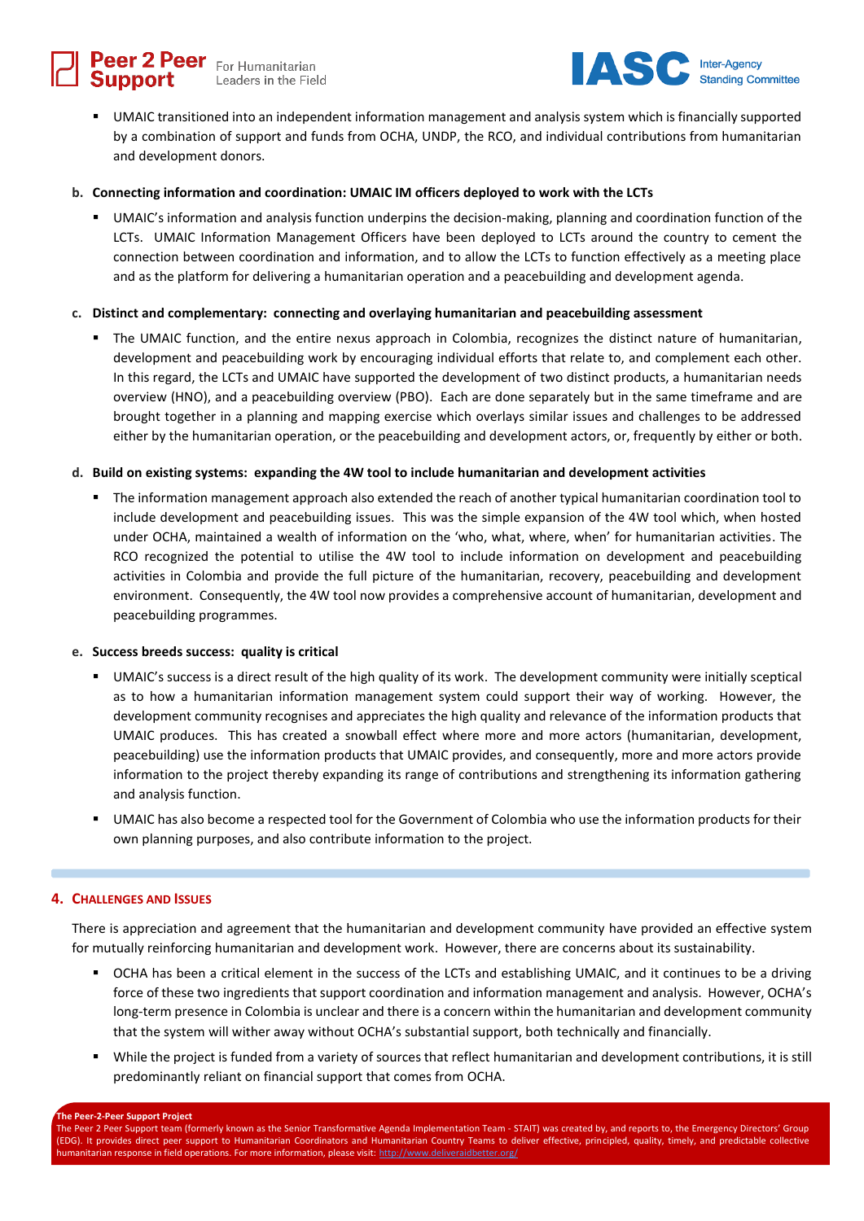- UMAIC transitioned into an independent information management and analysis system which is financially supported by a combination of support and funds from OCHA, UNDP, the RCO, and individual contributions from humanitarian and development donors.

**b. Connecting information and coordination: UMAIC IM officers deployed to work with the LCTs**

- UMAIC's information and analysis function underpins the decision-making, planning and coordination function of the LCTs. UMAIC Information Management Officers have been deployed to LCTs around the country to cement the connection between coordination and information, and to allow the LCTs to function effectively as a meeting place and as the platform for delivering a humanitarian operation and a peacebuilding and development agenda.

**c. Distinct and complementary: connecting and overlaying humanitarian and peacebuilding assessment**

- The UMAIC function, and the entire nexus approach in Colombia, recognizes the distinct nature of humanitarian, development and peacebuilding work by encouraging individual efforts that relate to, and complement each other. In this regard, the LCTs and UMAIC have supported the development of two distinct products, a humanitarian needs overview (HNO), and a peacebuilding overview (PBO). Each are done separately but in the same timeframe and are brought together in a planning and mapping exercise which overlays similar issues and challenges to be addressed either by the humanitarian operation, or the peacebuilding and development actors, or, frequently by either or both.

**d. Build on existing systems: expanding the 4W tool to include humanitarian and development activities**

- The information management approach also extended the reach of another typical humanitarian coordination tool to include development and peacebuilding issues. This was the simple expansion of the 4W tool which, when hosted under OCHA, maintained a wealth of information on the 'who, what, where, when' for humanitarian activities. The RCO recognized the potential to utilise the 4W tool to include information on development and peacebuilding activities in Colombia and provide the full picture of the humanitarian, recovery, peacebuilding and development environment. Consequently, the 4W tool now provides a comprehensive account of humanitarian, development and peacebuilding programmes.

**e. Success breeds success: quality is critical**

- UMAIC's success is a direct result of the high quality of its work. The development community were initially sceptical as to how a humanitarian information management system could support their way of working. However, the development community recognises and appreciates the high quality and relevance of the information products that UMAIC produces. This has created a snowball effect where more and more actors (humanitarian, development, peacebuilding) use the information products that UMAIC provides, and consequently, more and more actors provide information to the project thereby expanding its range of contributions and strengthening its information gathering and analysis function.
- UMAIC has also become a respected tool for the Government of Colombia who use the information products for their own planning purposes, and also contribute information to the project.

## 4. Challenges and Issues

There is appreciation and agreement that the humanitarian and development community have provided an effective system for mutually reinforcing humanitarian and development work. However, there are concerns about its sustainability.

- OCHA has been a critical element in the success of the LCTs and establishing UMAIC, and it continues to be a driving force of these two ingredients that support coordination and information management and analysis. However, OCHA's long-term presence in Colombia is unclear and there is a concern within the humanitarian and development community that the system will wither away without OCHA's substantial support, both technically and financially.
- While the project is funded from a variety of sources that reflect humanitarian and development contributions, it is still predominantly reliant on financial support that comes from OCHA.

**The Peer-2-Peer Support Project**
The Peer 2 Peer Support team (formerly known as the Senior Transformative Agenda Implementation Team - STAIT) was created by, and reports to, the Emergency Directors' Group (EDG). It provides direct peer support to Humanitarian Coordinators and Humanitarian Country Teams to deliver effective, principled, quality, timely, and predictable collective humanitarian response in field operations. For more information, please visit: http://www.deliveraidbetter.org/